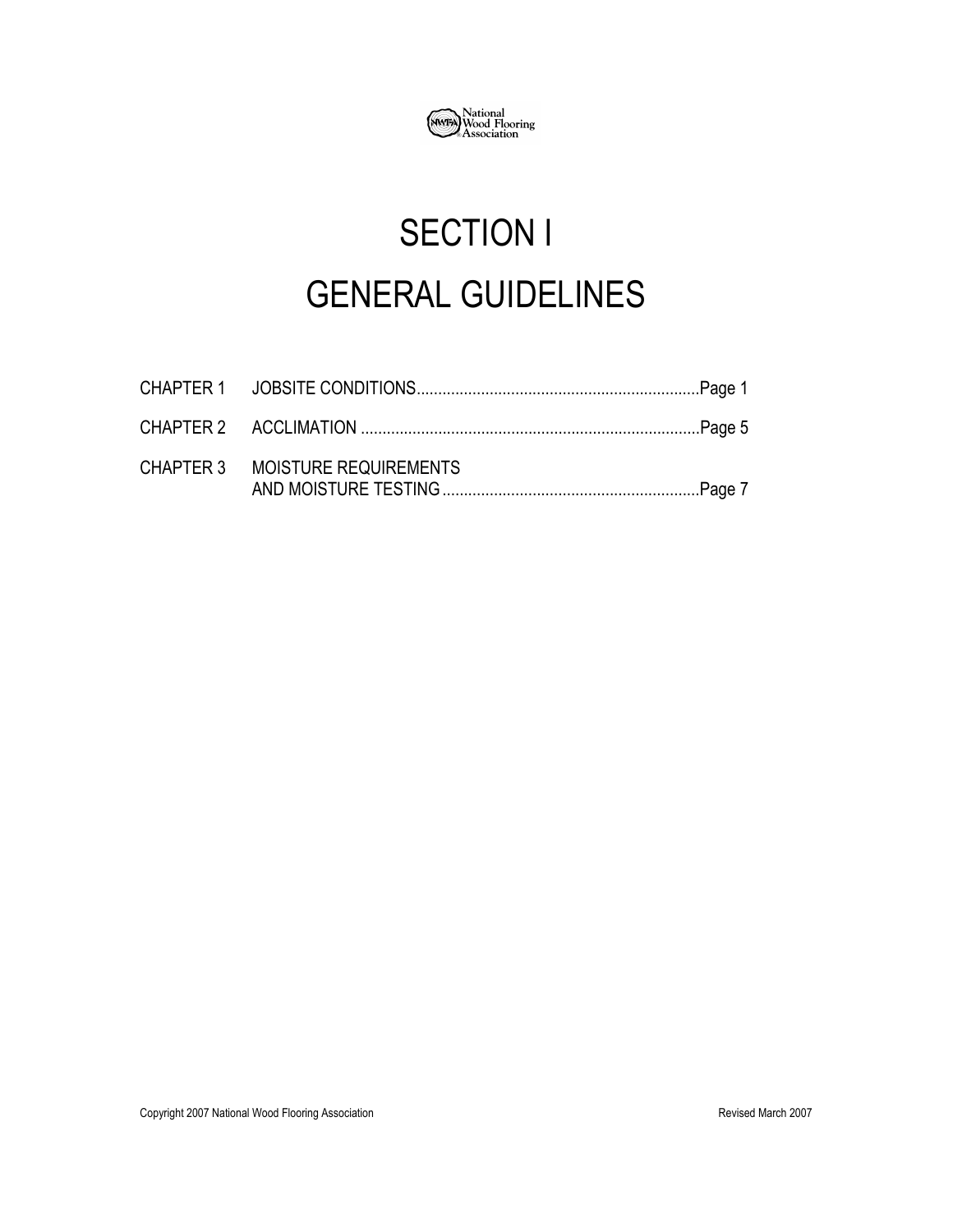National Wood Flooring Association

# SECTION I

# GENERAL GUIDELINES

| | | |
|---|---|---|
| CHAPTER 1 | JOBSITE CONDITIONS | Page 1 |
| CHAPTER 2 | ACCLIMATION | Page 5 |
| CHAPTER 3 | MOISTURE REQUIREMENTS AND MOISTURE TESTING | Page 7 |

Copyright 2007 National Wood Flooring Association

Revised March 2007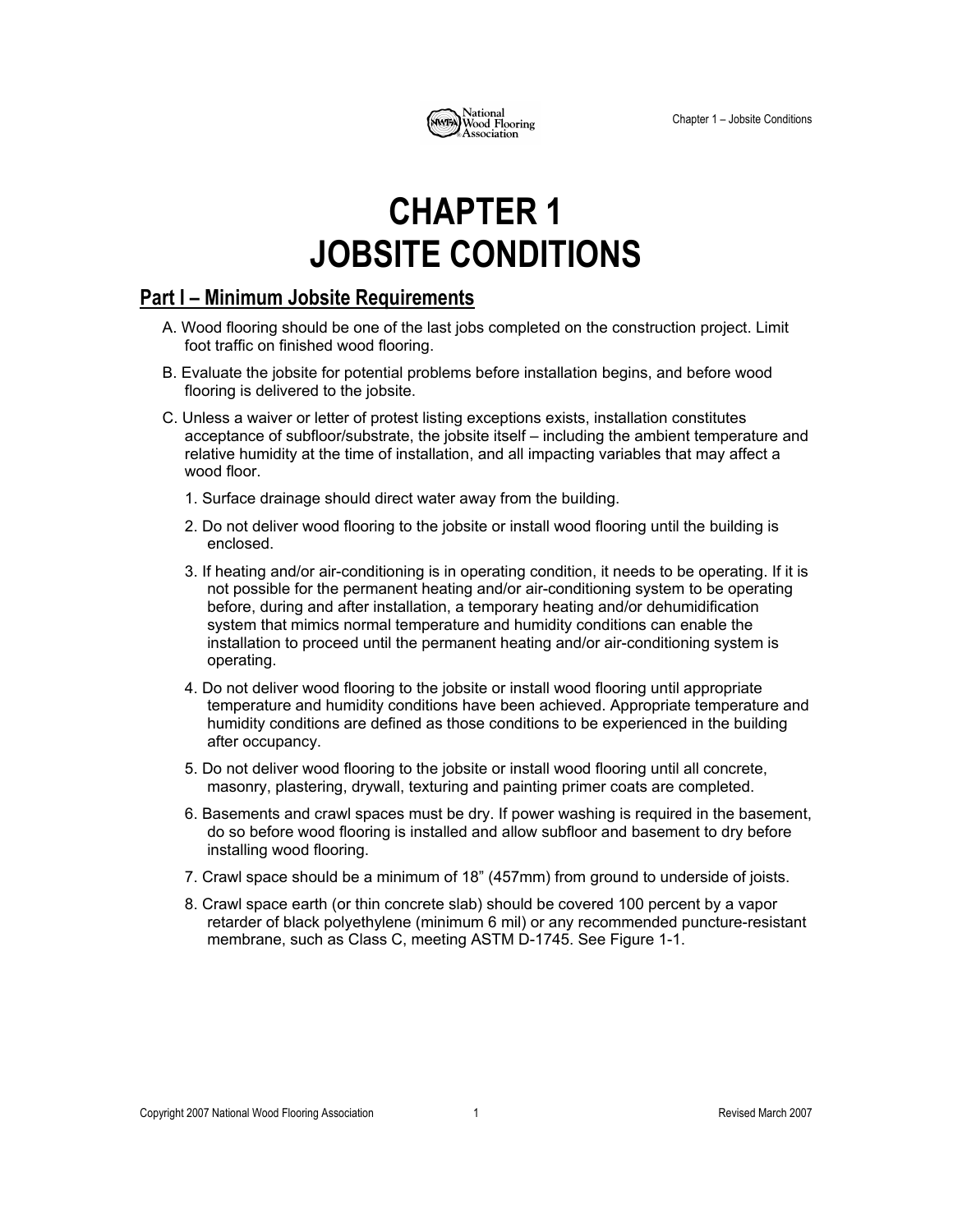# CHAPTER 1
# JOBSITE CONDITIONS

## Part I – Minimum Jobsite Requirements

A. Wood flooring should be one of the last jobs completed on the construction project. Limit foot traffic on finished wood flooring.

B. Evaluate the jobsite for potential problems before installation begins, and before wood flooring is delivered to the jobsite.

C. Unless a waiver or letter of protest listing exceptions exists, installation constitutes acceptance of subfloor/substrate, the jobsite itself – including the ambient temperature and relative humidity at the time of installation, and all impacting variables that may affect a wood floor.

1. Surface drainage should direct water away from the building.

2. Do not deliver wood flooring to the jobsite or install wood flooring until the building is enclosed.

3. If heating and/or air-conditioning is in operating condition, it needs to be operating. If it is not possible for the permanent heating and/or air-conditioning system to be operating before, during and after installation, a temporary heating and/or dehumidification system that mimics normal temperature and humidity conditions can enable the installation to proceed until the permanent heating and/or air-conditioning system is operating.

4. Do not deliver wood flooring to the jobsite or install wood flooring until appropriate temperature and humidity conditions have been achieved. Appropriate temperature and humidity conditions are defined as those conditions to be experienced in the building after occupancy.

5. Do not deliver wood flooring to the jobsite or install wood flooring until all concrete, masonry, plastering, drywall, texturing and painting primer coats are completed.

6. Basements and crawl spaces must be dry. If power washing is required in the basement, do so before wood flooring is installed and allow subfloor and basement to dry before installing wood flooring.

7. Crawl space should be a minimum of 18" (457mm) from ground to underside of joists.

8. Crawl space earth (or thin concrete slab) should be covered 100 percent by a vapor retarder of black polyethylene (minimum 6 mil) or any recommended puncture-resistant membrane, such as Class C, meeting ASTM D-1745. See Figure 1-1.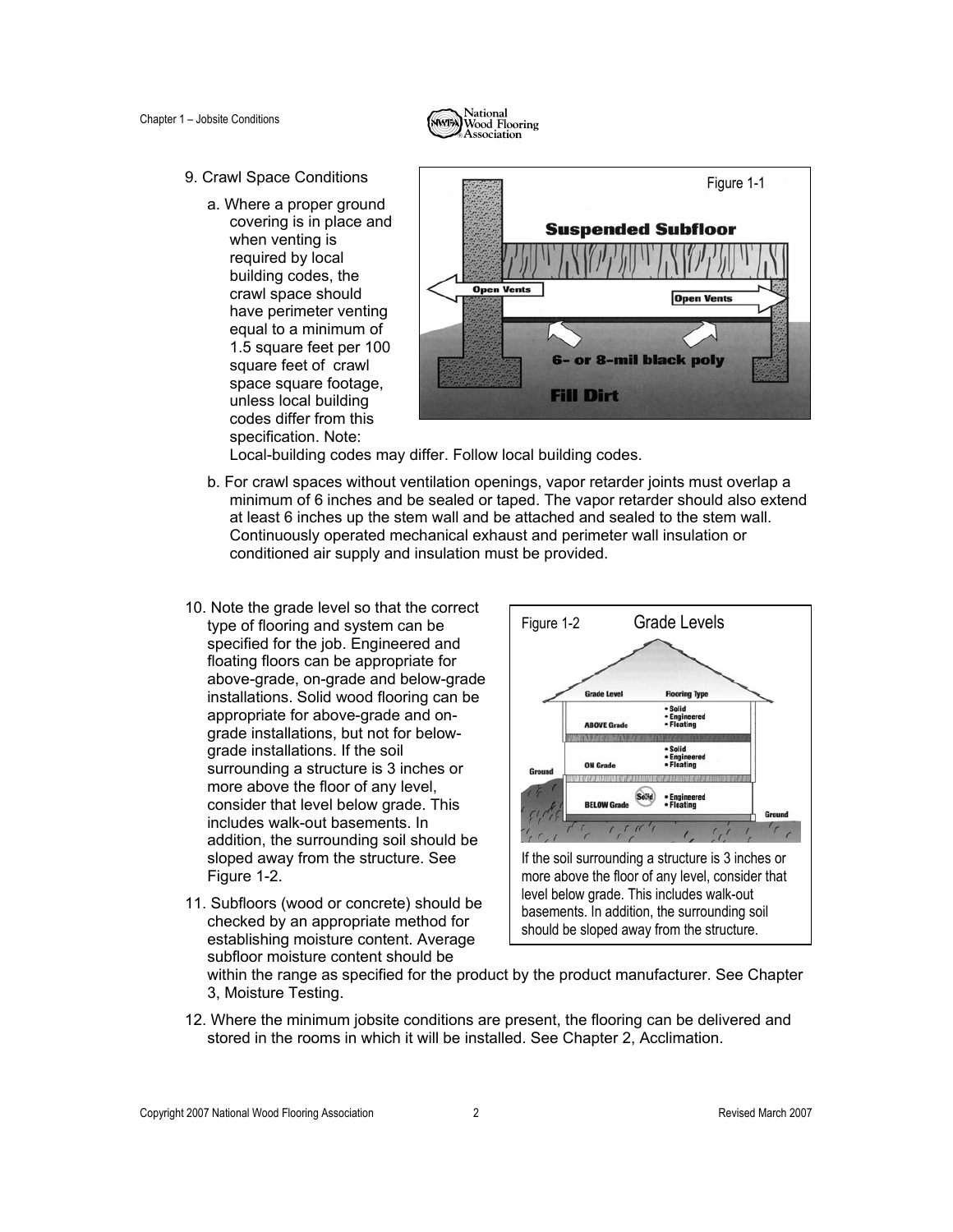9. Crawl Space Conditions

   a. Where a proper ground covering is in place and when venting is required by local building codes, the crawl space should have perimeter venting equal to a minimum of 1.5 square feet per 100 square feet of crawl space square footage, unless local building codes differ from this specification. Note: Local-building codes may differ. Follow local building codes.

   b. For crawl spaces without ventilation openings, vapor retarder joints must overlap a minimum of 6 inches and be sealed or taped. The vapor retarder should also extend at least 6 inches up the stem wall and be attached and sealed to the stem wall. Continuously operated mechanical exhaust and perimeter wall insulation or conditioned air supply and insulation must be provided.

Figure 1-1

10. Note the grade level so that the correct type of flooring and system can be specified for the job. Engineered and floating floors can be appropriate for above-grade, on-grade and below-grade installations. Solid wood flooring can be appropriate for above-grade and on-grade installations, but not for below-grade installations. If the soil surrounding a structure is 3 inches or more above the floor of any level, consider that level below grade. This includes walk-out basements. In addition, the surrounding soil should be sloped away from the structure. See Figure 1-2.

Figure 1-2 Grade Levels

If the soil surrounding a structure is 3 inches or more above the floor of any level, consider that level below grade. This includes walk-out basements. In addition, the surrounding soil should be sloped away from the structure.

11. Subfloors (wood or concrete) should be checked by an appropriate method for establishing moisture content. Average subfloor moisture content should be within the range as specified for the product by the product manufacturer. See Chapter 3, Moisture Testing.

12. Where the minimum jobsite conditions are present, the flooring can be delivered and stored in the rooms in which it will be installed. See Chapter 2, Acclimation.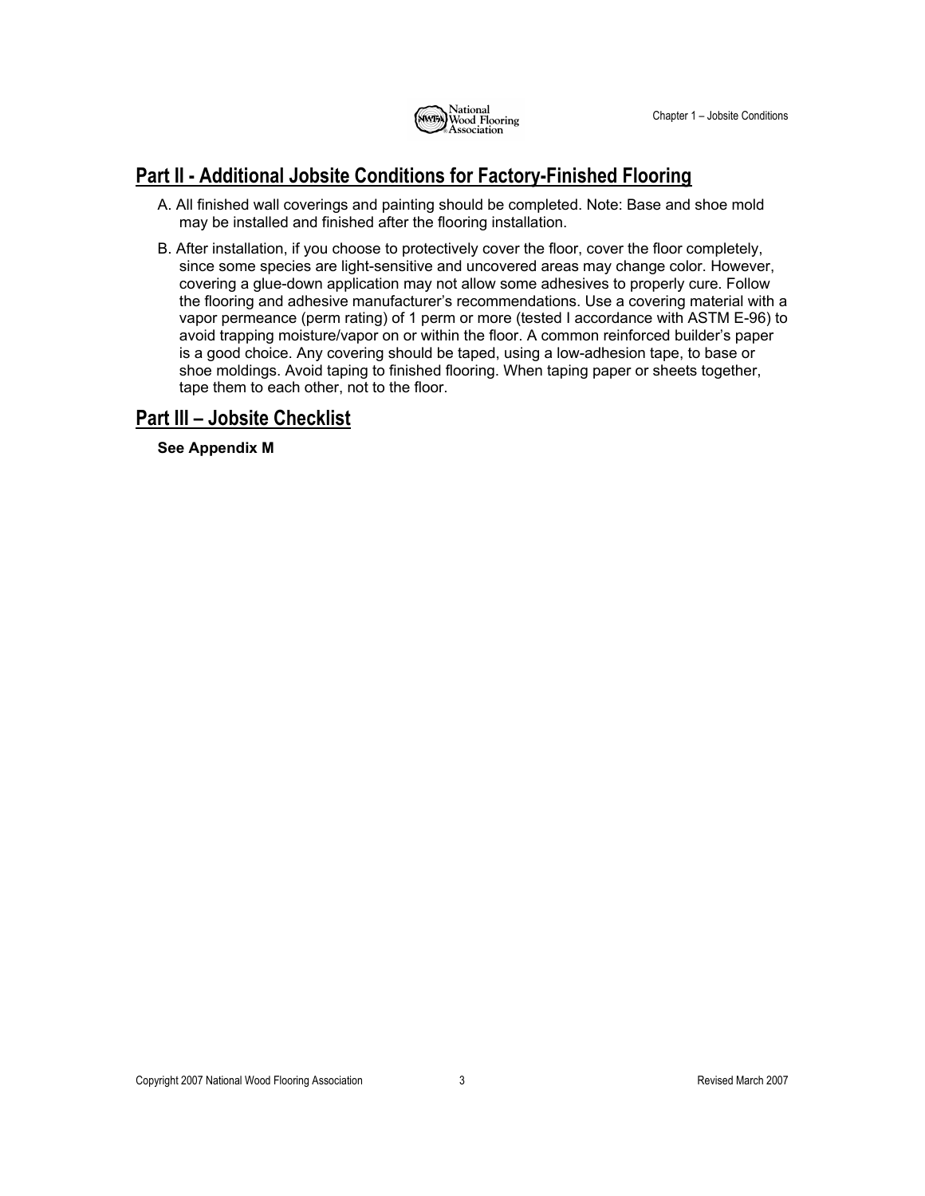## Part II - Additional Jobsite Conditions for Factory-Finished Flooring

A. All finished wall coverings and painting should be completed. Note: Base and shoe mold may be installed and finished after the flooring installation.

B. After installation, if you choose to protectively cover the floor, cover the floor completely, since some species are light-sensitive and uncovered areas may change color. However, covering a glue-down application may not allow some adhesives to properly cure. Follow the flooring and adhesive manufacturer's recommendations. Use a covering material with a vapor permeance (perm rating) of 1 perm or more (tested I accordance with ASTM E-96) to avoid trapping moisture/vapor on or within the floor. A common reinforced builder's paper is a good choice. Any covering should be taped, using a low-adhesion tape, to base or shoe moldings. Avoid taping to finished flooring. When taping paper or sheets together, tape them to each other, not to the floor.

## Part III – Jobsite Checklist

**See Appendix M**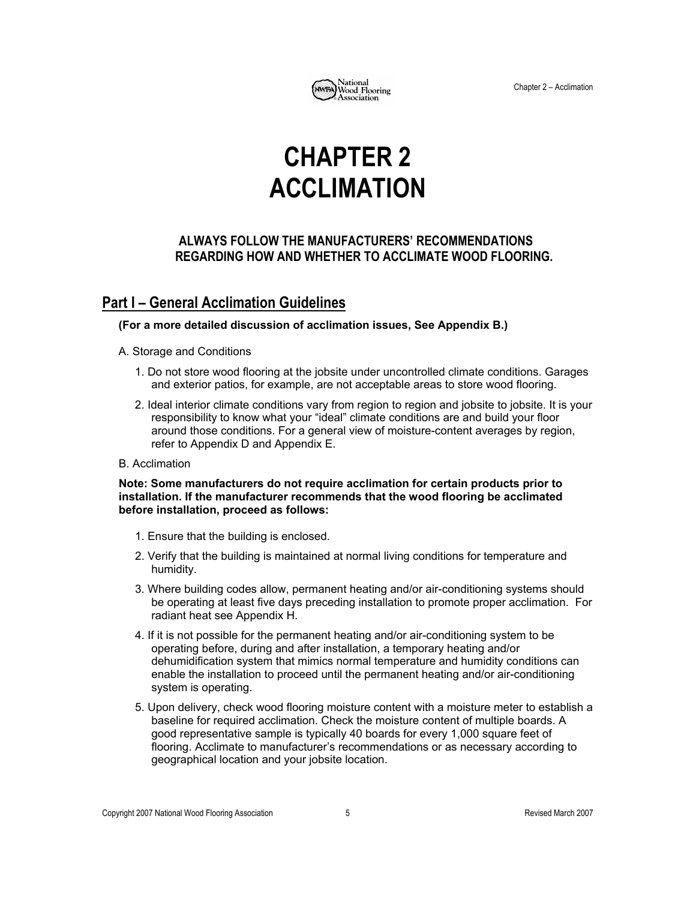# CHAPTER 2
# ACCLIMATION

**ALWAYS FOLLOW THE MANUFACTURERS' RECOMMENDATIONS REGARDING HOW AND WHETHER TO ACCLIMATE WOOD FLOORING.**

## Part I – General Acclimation Guidelines

**(For a more detailed discussion of acclimation issues, See Appendix B.)**

A. Storage and Conditions

1. Do not store wood flooring at the jobsite under uncontrolled climate conditions. Garages and exterior patios, for example, are not acceptable areas to store wood flooring.
2. Ideal interior climate conditions vary from region to region and jobsite to jobsite. It is your responsibility to know what your "ideal" climate conditions are and build your floor around those conditions. For a general view of moisture-content averages by region, refer to Appendix D and Appendix E.

B. Acclimation

**Note: Some manufacturers do not require acclimation for certain products prior to installation. If the manufacturer recommends that the wood flooring be acclimated before installation, proceed as follows:**

1. Ensure that the building is enclosed.
2. Verify that the building is maintained at normal living conditions for temperature and humidity.
3. Where building codes allow, permanent heating and/or air-conditioning systems should be operating at least five days preceding installation to promote proper acclimation. For radiant heat see Appendix H.
4. If it is not possible for the permanent heating and/or air-conditioning system to be operating before, during and after installation, a temporary heating and/or dehumidification system that mimics normal temperature and humidity conditions can enable the installation to proceed until the permanent heating and/or air-conditioning system is operating.
5. Upon delivery, check wood flooring moisture content with a moisture meter to establish a baseline for required acclimation. Check the moisture content of multiple boards. A good representative sample is typically 40 boards for every 1,000 square feet of flooring. Acclimate to manufacturer's recommendations or as necessary according to geographical location and your jobsite location.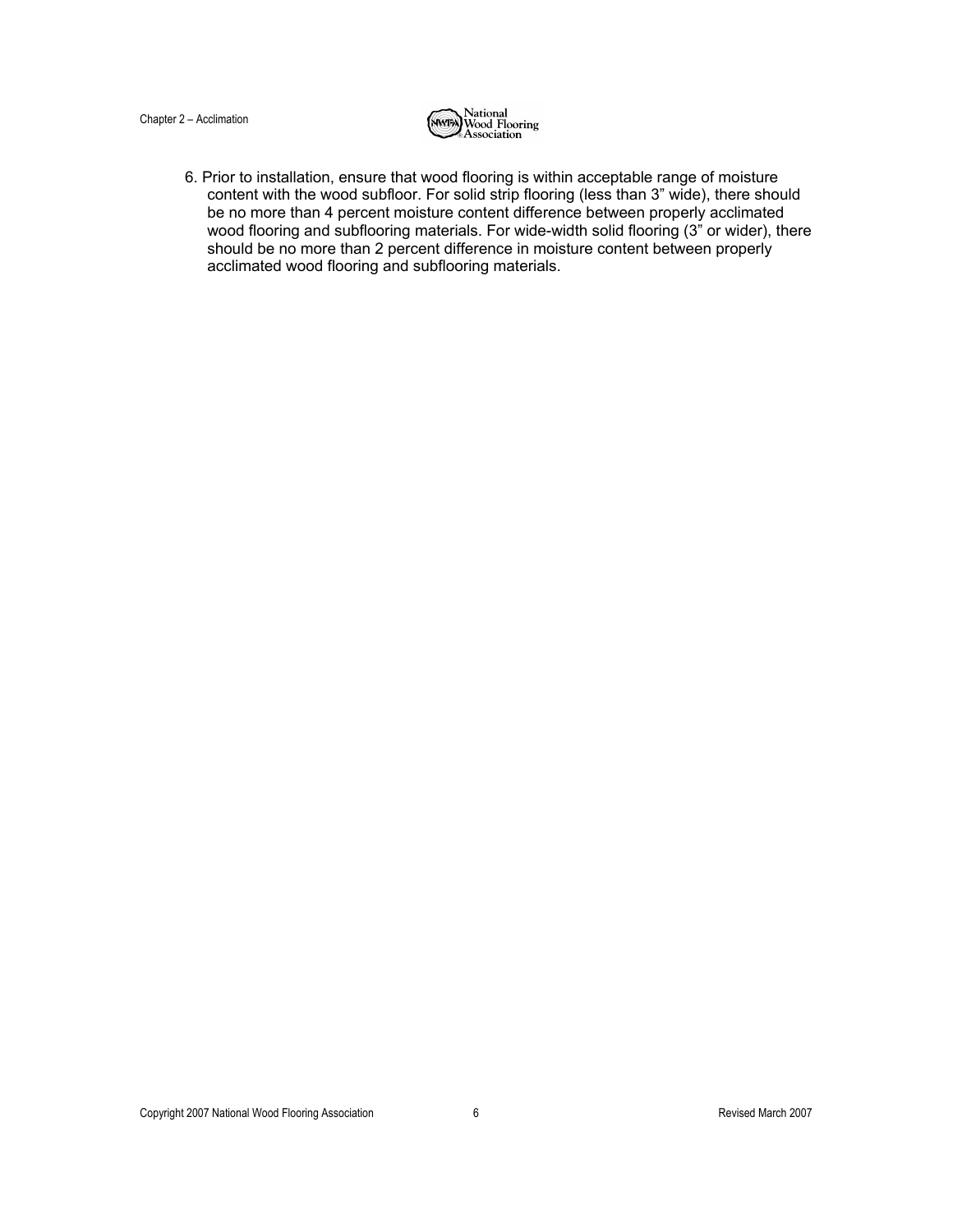6. Prior to installation, ensure that wood flooring is within acceptable range of moisture content with the wood subfloor. For solid strip flooring (less than 3" wide), there should be no more than 4 percent moisture content difference between properly acclimated wood flooring and subflooring materials. For wide-width solid flooring (3" or wider), there should be no more than 2 percent difference in moisture content between properly acclimated wood flooring and subflooring materials.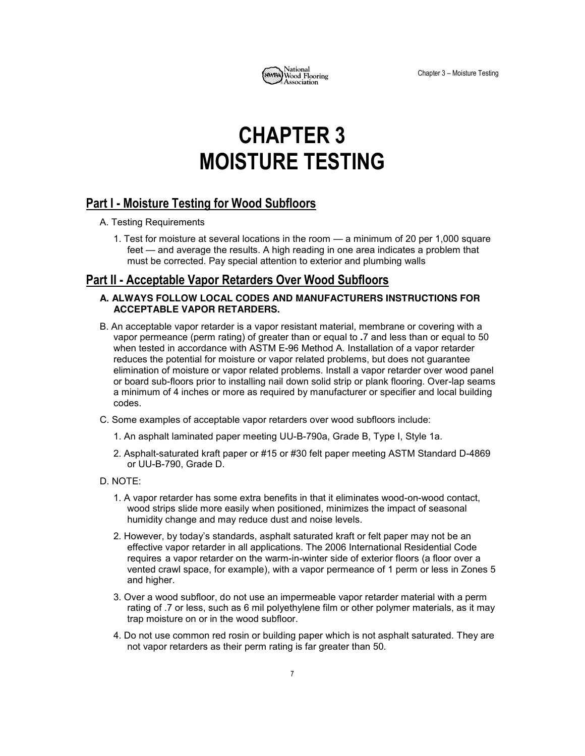# CHAPTER 3 MOISTURE TESTING

## Part I - Moisture Testing for Wood Subfloors

A. Testing Requirements

1. Test for moisture at several locations in the room — a minimum of 20 per 1,000 square feet — and average the results. A high reading in one area indicates a problem that must be corrected. Pay special attention to exterior and plumbing walls

## Part II - Acceptable Vapor Retarders Over Wood Subfloors

**A. ALWAYS FOLLOW LOCAL CODES AND MANUFACTURERS INSTRUCTIONS FOR ACCEPTABLE VAPOR RETARDERS.**

B. An acceptable vapor retarder is a vapor resistant material, membrane or covering with a vapor permeance (perm rating) of greater than or equal to **.**7 and less than or equal to 50 when tested in accordance with ASTM E-96 Method A. Installation of a vapor retarder reduces the potential for moisture or vapor related problems, but does not guarantee elimination of moisture or vapor related problems. Install a vapor retarder over wood panel or board sub-floors prior to installing nail down solid strip or plank flooring. Over-lap seams a minimum of 4 inches or more as required by manufacturer or specifier and local building codes.

C. Some examples of acceptable vapor retarders over wood subfloors include:

1. An asphalt laminated paper meeting UU-B-790a, Grade B, Type I, Style 1a.
2. Asphalt-saturated kraft paper or #15 or #30 felt paper meeting ASTM Standard D-4869 or UU-B-790, Grade D.

D. NOTE:

1. A vapor retarder has some extra benefits in that it eliminates wood-on-wood contact, wood strips slide more easily when positioned, minimizes the impact of seasonal humidity change and may reduce dust and noise levels.
2. However, by today's standards, asphalt saturated kraft or felt paper may not be an effective vapor retarder in all applications. The 2006 International Residential Code requires a vapor retarder on the warm-in-winter side of exterior floors (a floor over a vented crawl space, for example), with a vapor permeance of 1 perm or less in Zones 5 and higher.
3. Over a wood subfloor, do not use an impermeable vapor retarder material with a perm rating of .7 or less, such as 6 mil polyethylene film or other polymer materials, as it may trap moisture on or in the wood subfloor.
4. Do not use common red rosin or building paper which is not asphalt saturated. They are not vapor retarders as their perm rating is far greater than 50.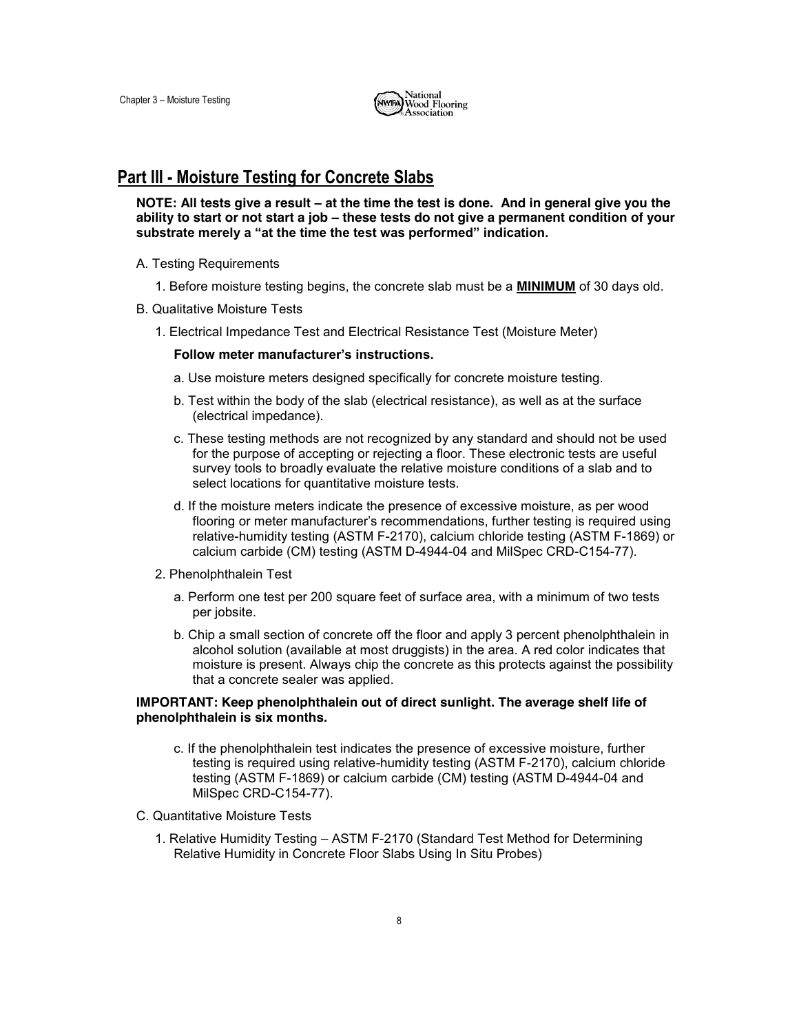## Part III - Moisture Testing for Concrete Slabs

**NOTE: All tests give a result – at the time the test is done. And in general give you the ability to start or not start a job – these tests do not give a permanent condition of your substrate merely a "at the time the test was performed" indication.**

A. Testing Requirements

1. Before moisture testing begins, the concrete slab must be a **MINIMUM** of 30 days old.

B. Qualitative Moisture Tests

1. Electrical Impedance Test and Electrical Resistance Test (Moisture Meter)

   **Follow meter manufacturer's instructions.**

   a. Use moisture meters designed specifically for concrete moisture testing.

   b. Test within the body of the slab (electrical resistance), as well as at the surface (electrical impedance).

   c. These testing methods are not recognized by any standard and should not be used for the purpose of accepting or rejecting a floor. These electronic tests are useful survey tools to broadly evaluate the relative moisture conditions of a slab and to select locations for quantitative moisture tests.

   d. If the moisture meters indicate the presence of excessive moisture, as per wood flooring or meter manufacturer's recommendations, further testing is required using relative-humidity testing (ASTM F-2170), calcium chloride testing (ASTM F-1869) or calcium carbide (CM) testing (ASTM D-4944-04 and MilSpec CRD-C154-77).

2. Phenolphthalein Test

   a. Perform one test per 200 square feet of surface area, with a minimum of two tests per jobsite.

   b. Chip a small section of concrete off the floor and apply 3 percent phenolphthalein in alcohol solution (available at most druggists) in the area. A red color indicates that moisture is present. Always chip the concrete as this protects against the possibility that a concrete sealer was applied.

**IMPORTANT: Keep phenolphthalein out of direct sunlight. The average shelf life of phenolphthalein is six months.**

   c. If the phenolphthalein test indicates the presence of excessive moisture, further testing is required using relative-humidity testing (ASTM F-2170), calcium chloride testing (ASTM F-1869) or calcium carbide (CM) testing (ASTM D-4944-04 and MilSpec CRD-C154-77).

C. Quantitative Moisture Tests

1. Relative Humidity Testing – ASTM F-2170 (Standard Test Method for Determining Relative Humidity in Concrete Floor Slabs Using In Situ Probes)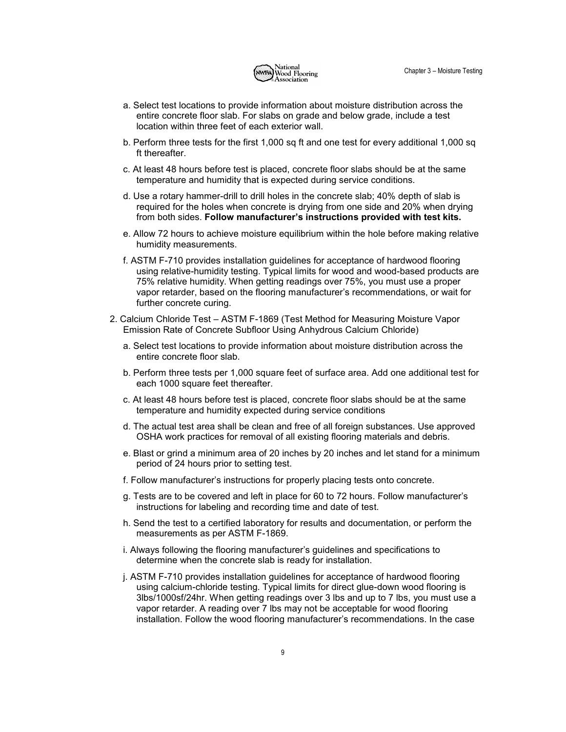a. Select test locations to provide information about moisture distribution across the entire concrete floor slab. For slabs on grade and below grade, include a test location within three feet of each exterior wall.

b. Perform three tests for the first 1,000 sq ft and one test for every additional 1,000 sq ft thereafter.

c. At least 48 hours before test is placed, concrete floor slabs should be at the same temperature and humidity that is expected during service conditions.

d. Use a rotary hammer-drill to drill holes in the concrete slab; 40% depth of slab is required for the holes when concrete is drying from one side and 20% when drying from both sides. **Follow manufacturer's instructions provided with test kits.**

e. Allow 72 hours to achieve moisture equilibrium within the hole before making relative humidity measurements.

f. ASTM F-710 provides installation guidelines for acceptance of hardwood flooring using relative-humidity testing. Typical limits for wood and wood-based products are 75% relative humidity. When getting readings over 75%, you must use a proper vapor retarder, based on the flooring manufacturer's recommendations, or wait for further concrete curing.

2. Calcium Chloride Test – ASTM F-1869 (Test Method for Measuring Moisture Vapor Emission Rate of Concrete Subfloor Using Anhydrous Calcium Chloride)

a. Select test locations to provide information about moisture distribution across the entire concrete floor slab.

b. Perform three tests per 1,000 square feet of surface area. Add one additional test for each 1000 square feet thereafter.

c. At least 48 hours before test is placed, concrete floor slabs should be at the same temperature and humidity expected during service conditions

d. The actual test area shall be clean and free of all foreign substances. Use approved OSHA work practices for removal of all existing flooring materials and debris.

e. Blast or grind a minimum area of 20 inches by 20 inches and let stand for a minimum period of 24 hours prior to setting test.

f. Follow manufacturer's instructions for properly placing tests onto concrete.

g. Tests are to be covered and left in place for 60 to 72 hours. Follow manufacturer's instructions for labeling and recording time and date of test.

h. Send the test to a certified laboratory for results and documentation, or perform the measurements as per ASTM F-1869.

i. Always following the flooring manufacturer's guidelines and specifications to determine when the concrete slab is ready for installation.

j. ASTM F-710 provides installation guidelines for acceptance of hardwood flooring using calcium-chloride testing. Typical limits for direct glue-down wood flooring is 3lbs/1000sf/24hr. When getting readings over 3 lbs and up to 7 lbs, you must use a vapor retarder. A reading over 7 lbs may not be acceptable for wood flooring installation. Follow the wood flooring manufacturer's recommendations. In the case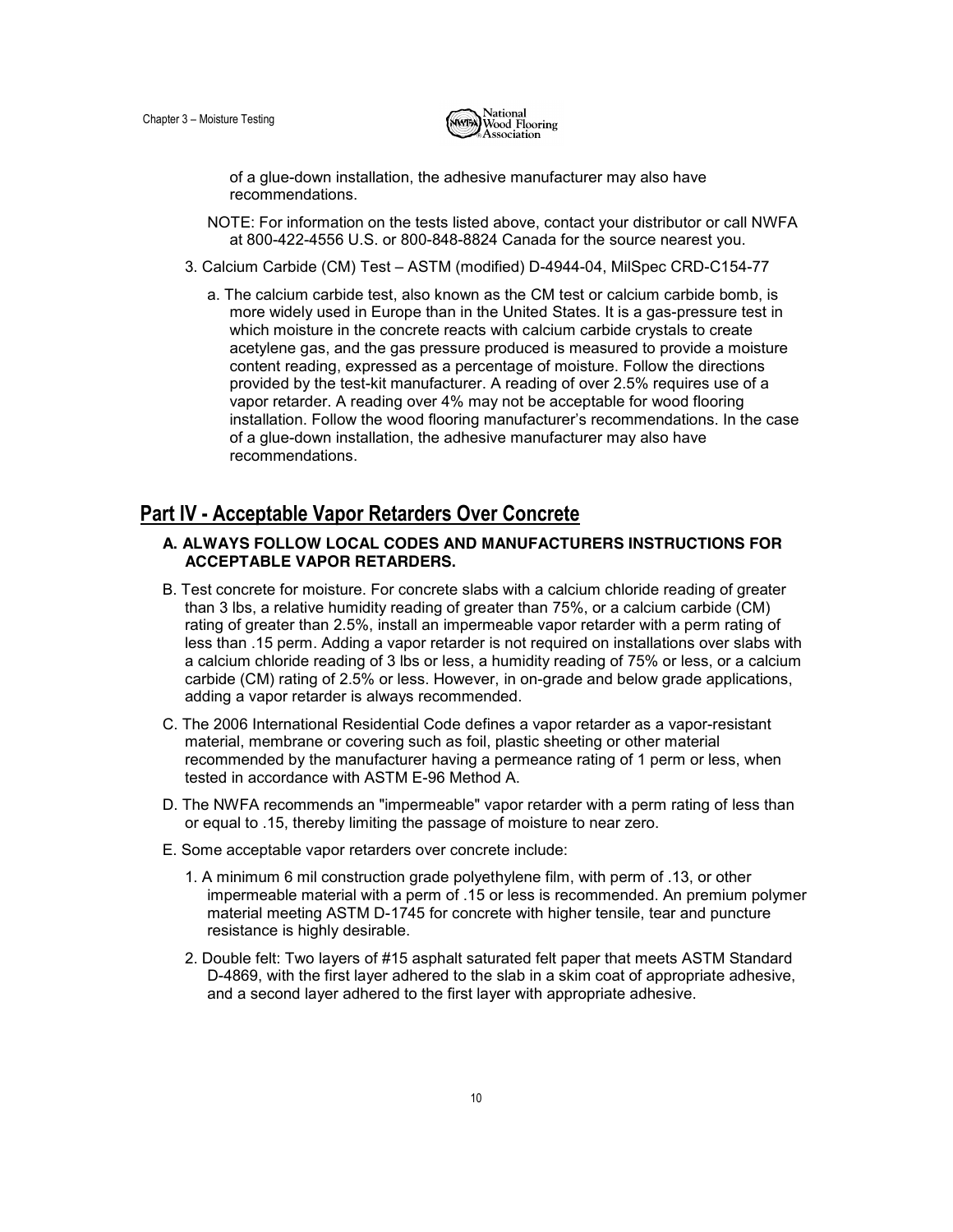of a glue-down installation, the adhesive manufacturer may also have recommendations.

NOTE: For information on the tests listed above, contact your distributor or call NWFA at 800-422-4556 U.S. or 800-848-8824 Canada for the source nearest you.

3. Calcium Carbide (CM) Test – ASTM (modified) D-4944-04, MilSpec CRD-C154-77

   a. The calcium carbide test, also known as the CM test or calcium carbide bomb, is more widely used in Europe than in the United States. It is a gas-pressure test in which moisture in the concrete reacts with calcium carbide crystals to create acetylene gas, and the gas pressure produced is measured to provide a moisture content reading, expressed as a percentage of moisture. Follow the directions provided by the test-kit manufacturer. A reading of over 2.5% requires use of a vapor retarder. A reading over 4% may not be acceptable for wood flooring installation. Follow the wood flooring manufacturer's recommendations. In the case of a glue-down installation, the adhesive manufacturer may also have recommendations.

## Part IV - Acceptable Vapor Retarders Over Concrete

**A. ALWAYS FOLLOW LOCAL CODES AND MANUFACTURERS INSTRUCTIONS FOR ACCEPTABLE VAPOR RETARDERS.**

B. Test concrete for moisture. For concrete slabs with a calcium chloride reading of greater than 3 lbs, a relative humidity reading of greater than 75%, or a calcium carbide (CM) rating of greater than 2.5%, install an impermeable vapor retarder with a perm rating of less than .15 perm. Adding a vapor retarder is not required on installations over slabs with a calcium chloride reading of 3 lbs or less, a humidity reading of 75% or less, or a calcium carbide (CM) rating of 2.5% or less. However, in on-grade and below grade applications, adding a vapor retarder is always recommended.

C. The 2006 International Residential Code defines a vapor retarder as a vapor-resistant material, membrane or covering such as foil, plastic sheeting or other material recommended by the manufacturer having a permeance rating of 1 perm or less, when tested in accordance with ASTM E-96 Method A.

D. The NWFA recommends an "impermeable" vapor retarder with a perm rating of less than or equal to .15, thereby limiting the passage of moisture to near zero.

E. Some acceptable vapor retarders over concrete include:

1. A minimum 6 mil construction grade polyethylene film, with perm of .13, or other impermeable material with a perm of .15 or less is recommended. An premium polymer material meeting ASTM D-1745 for concrete with higher tensile, tear and puncture resistance is highly desirable.

2. Double felt: Two layers of #15 asphalt saturated felt paper that meets ASTM Standard D-4869, with the first layer adhered to the slab in a skim coat of appropriate adhesive, and a second layer adhered to the first layer with appropriate adhesive.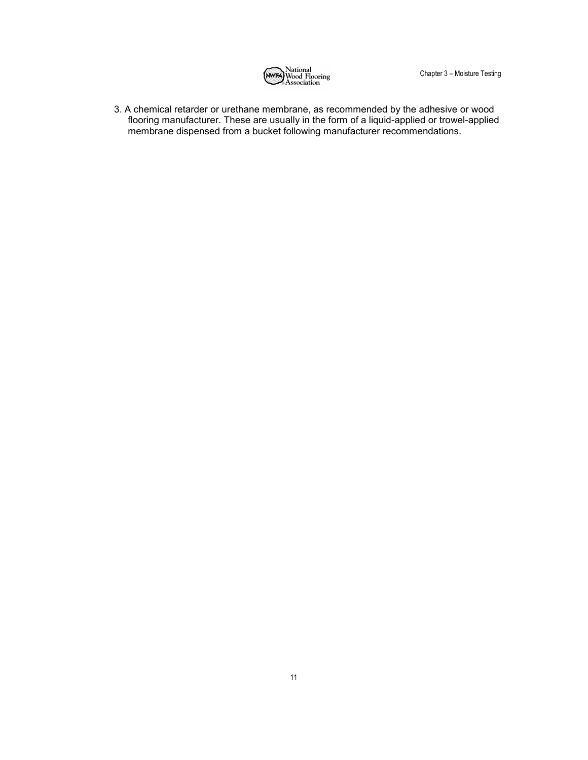3. A chemical retarder or urethane membrane, as recommended by the adhesive or wood flooring manufacturer. These are usually in the form of a liquid-applied or trowel-applied membrane dispensed from a bucket following manufacturer recommendations.